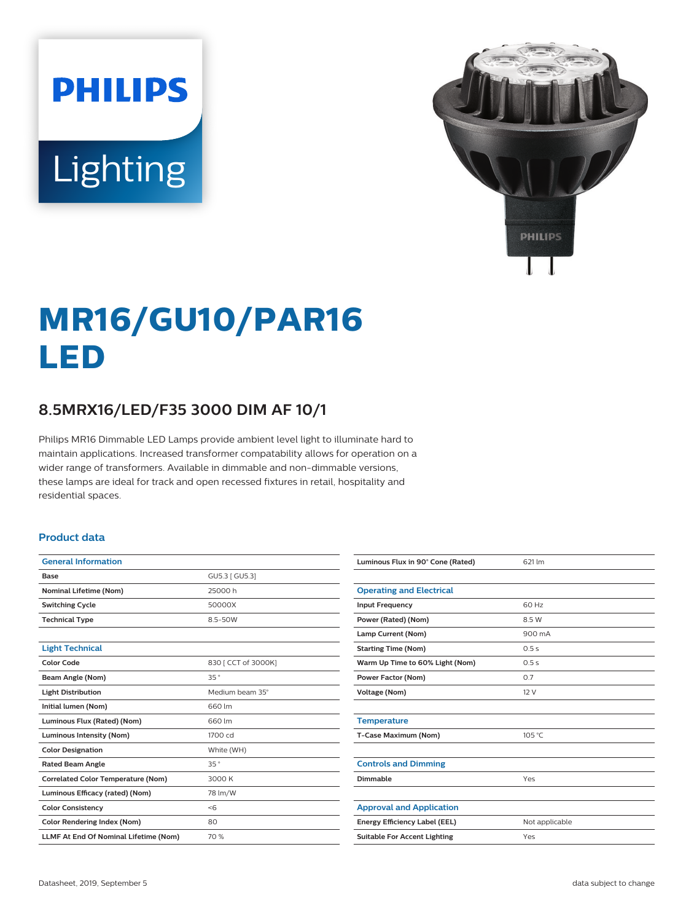# MR16/GU10/PAR16 LED

## 8.5MRX16/LED/F35 3000 DIM AF 10/1

Philips MR16 Dimmable LED Lamps provide ambient level light to illuminate hard to maintain applications. Increased transformer compatability allows for operation on a wider range of transformers. Available in dimmable and non-dimmable versions, these lamps are ideal for track and open recessed fixtures in retail, hospitality and residential spaces.

### Product data

| General Information | |
|---|---|
| Base | GU5.3 [ GU5.3] |
| Nominal Lifetime (Nom) | 25000 h |
| Switching Cycle | 50000X |
| Technical Type | 8.5-50W |

| Light Technical | |
|---|---|
| Color Code | 830 [ CCT of 3000K] |
| Beam Angle (Nom) | 35 ° |
| Light Distribution | Medium beam 35° |
| Initial lumen (Nom) | 660 lm |
| Luminous Flux (Rated) (Nom) | 660 lm |
| Luminous Intensity (Nom) | 1700 cd |
| Color Designation | White (WH) |
| Rated Beam Angle | 35 ° |
| Correlated Color Temperature (Nom) | 3000 K |
| Luminous Efficacy (rated) (Nom) | 78 lm/W |
| Color Consistency | <6 |
| Color Rendering Index (Nom) | 80 |
| LLMF At End Of Nominal Lifetime (Nom) | 70 % |
| Luminous Flux in 90° Cone (Rated) | 621 lm |

| Operating and Electrical | |
|---|---|
| Input Frequency | 60 Hz |
| Power (Rated) (Nom) | 8.5 W |
| Lamp Current (Nom) | 900 mA |
| Starting Time (Nom) | 0.5 s |
| Warm Up Time to 60% Light (Nom) | 0.5 s |
| Power Factor (Nom) | 0.7 |
| Voltage (Nom) | 12 V |

| Temperature | |
|---|---|
| T-Case Maximum (Nom) | 105 °C |

| Controls and Dimming | |
|---|---|
| Dimmable | Yes |

| Approval and Application | |
|---|---|
| Energy Efficiency Label (EEL) | Not applicable |
| Suitable For Accent Lighting | Yes |

Datasheet, 2019, September 5

data subject to change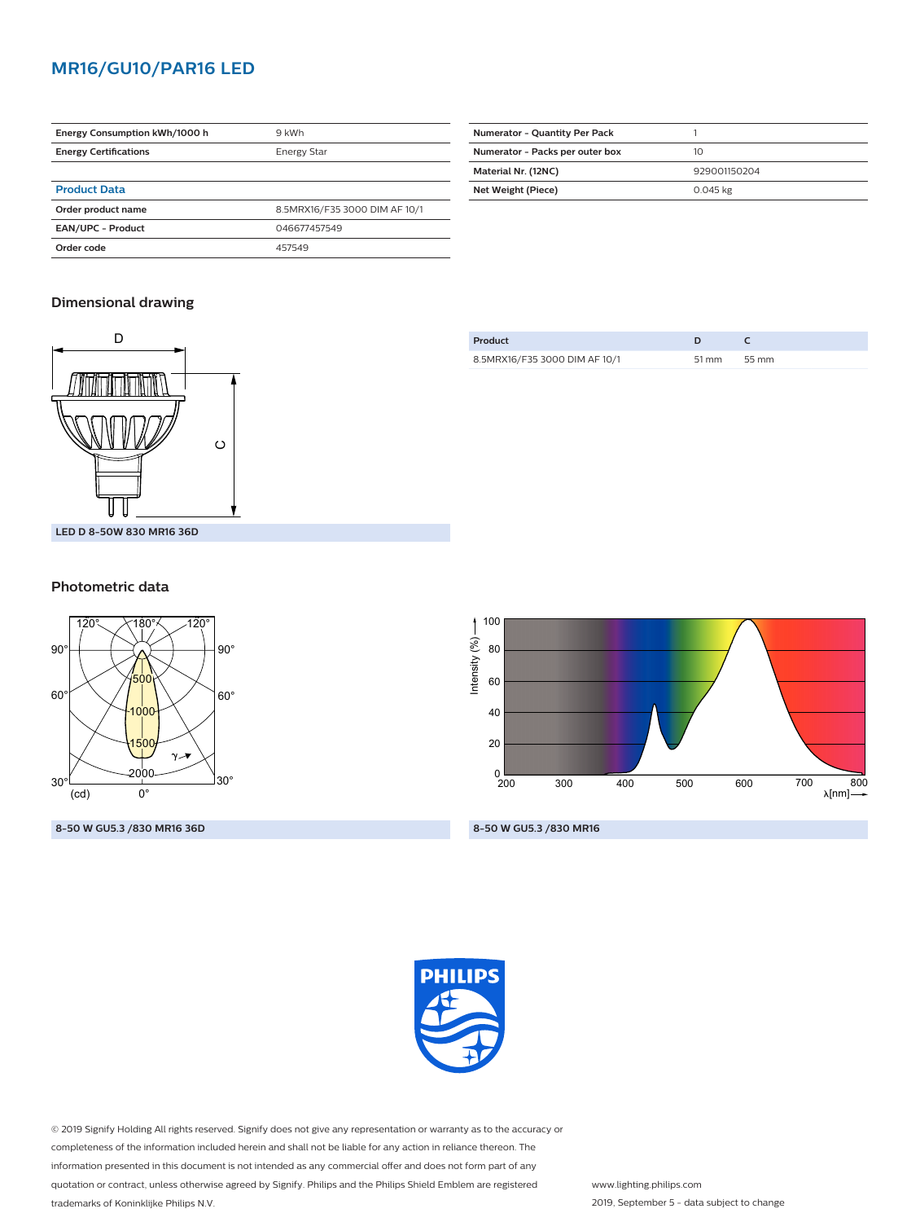# MR16/GU10/PAR16 LED

| | |
|---|---|
| **Energy Consumption kWh/1000 h** | 9 kWh |
| **Energy Certifications** | Energy Star |

**Product Data**

| | |
|---|---|
| **Order product name** | 8.5MRX16/F35 3000 DIM AF 10/1 |
| **EAN/UPC - Product** | 046677457549 |
| **Order code** | 457549 |

| | |
|---|---|
| **Numerator - Quantity Per Pack** | 1 |
| **Numerator - Packs per outer box** | 10 |
| **Material Nr. (12NC)** | 929001150204 |
| **Net Weight (Piece)** | 0.045 kg |

## Dimensional drawing

D

C

**LED D 8-50W 830 MR16 36D**

| Product | D | C |
|---|---|---|
| 8.5MRX16/F35 3000 DIM AF 10/1 | 51 mm | 55 mm |

## Photometric data

120° 180° 120°
90° 90°
60° 60°
500
1000
1500
2000
γ
30° 30°
(cd) 0°

**8-50 W GU5.3 /830 MR16 36D**

Intensity (%)
100
80
60
40
20
0
200 300 400 500 600 700 800
λ[nm]

**8-50 W GU5.3 /830 MR16**

© 2019 Signify Holding All rights reserved. Signify does not give any representation or warranty as to the accuracy or completeness of the information included herein and shall not be liable for any action in reliance thereon. The information presented in this document is not intended as any commercial offer and does not form part of any quotation or contract, unless otherwise agreed by Signify. Philips and the Philips Shield Emblem are registered trademarks of Koninklijke Philips N.V.

www.lighting.philips.com

2019, September 5 - data subject to change